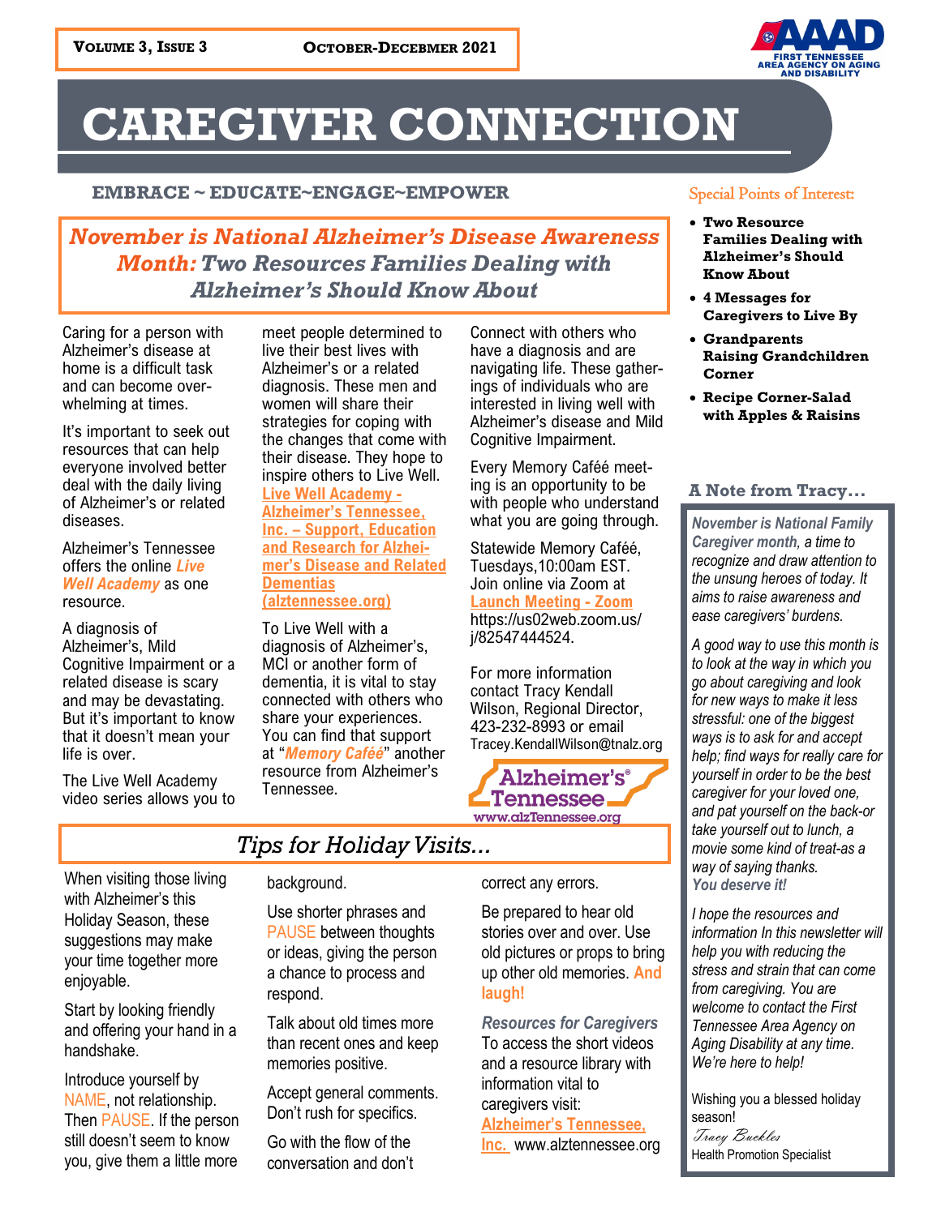**Volume 3, Issue 3** **October-Decembmer 2021**

FIRST TENNESSEE AREA AGENCY ON AGING AND DISABILITY

# CAREGIVER CONNECTION

**EMBRACE ~ EDUCATE~ENGAGE~EMPOWER**

## *November is National Alzheimer's Disease Awareness Month: Two Resources Families Dealing with Alzheimer's Should Know About*

Caring for a person with Alzheimer's disease at home is a difficult task and can become overwhelming at times.

It's important to seek out resources that can help everyone involved better deal with the daily living of Alzheimer's or related diseases.

Alzheimer's Tennessee offers the online ***Live Well Academy*** as one resource.

A diagnosis of Alzheimer's, Mild Cognitive Impairment or a related disease is scary and may be devastating. But it's important to know that it doesn't mean your life is over.

The Live Well Academy video series allows you to meet people determined to live their best lives with Alzheimer's or a related diagnosis. These men and women will share their strategies for coping with the changes that come with their disease. They hope to inspire others to Live Well. **Live Well Academy - Alzheimer's Tennessee, Inc. – Support, Education and Research for Alzheimer's Disease and Related Dementias (alztennessee.org)**

To Live Well with a diagnosis of Alzheimer's, MCI or another form of dementia, it is vital to stay connected with others who share your experiences. You can find that support at "***Memory Caféé***" another resource from Alzheimer's Tennessee.

Connect with others who have a diagnosis and are navigating life. These gatherings of individuals who are interested in living well with Alzheimer's disease and Mild Cognitive Impairment.

Every Memory Caféé meeting is an opportunity to be with people who understand what you are going through.

Statewide Memory Caféé, Tuesdays,10:00am EST. Join online via Zoom at **Launch Meeting - Zoom** https://us02web.zoom.us/j/82547444524.

For more information contact Tracy Kendall Wilson, Regional Director, 423-232-8993 or email Tracey.KendallWilson@tnalz.org

Alzheimer's® Tennessee
www.alzTennessee.org

## *Tips for Holiday Visits...*

When visiting those living with Alzheimer's this Holiday Season, these suggestions may make your time together more enjoyable.

Start by looking friendly and offering your hand in a handshake.

Introduce yourself by NAME, not relationship. Then PAUSE. If the person still doesn't seem to know you, give them a little more background.

Use shorter phrases and PAUSE between thoughts or ideas, giving the person a chance to process and respond.

Talk about old times more than recent ones and keep memories positive.

Accept general comments. Don't rush for specifics.

Go with the flow of the conversation and don't correct any errors.

Be prepared to hear old stories over and over. Use old pictures or props to bring up other old memories. **And laugh!**

***Resources for Caregivers***
To access the short videos and a resource library with information vital to caregivers visit: **Alzheimer's Tennessee, Inc.** www.alztennessee.org

### Special Points of Interest:

- **Two Resource Families Dealing with Alzheimer's Should Know About**
- **4 Messages for Caregivers to Live By**
- **Grandparents Raising Grandchildren Corner**
- **Recipe Corner-Salad with Apples & Raisins**

### A Note from Tracy...

***November is National Family Caregiver month****, a time to recognize and draw attention to the unsung heroes of today. It aims to raise awareness and ease caregivers' burdens.*

*A good way to use this month is to look at the way in which you go about caregiving and look for new ways to make it less stressful: one of the biggest ways is to ask for and accept help; find ways for really care for yourself in order to be the best caregiver for your loved one, and pat yourself on the back-or take yourself out to lunch, a movie some kind of treat-as a way of saying thanks.* ***You deserve it!***

*I hope the resources and information In this newsletter will help you with reducing the stress and strain that can come from caregiving. You are welcome to contact the First Tennessee Area Agency on Aging Disability at any time. We're here to help!*

Wishing you a blessed holiday season!
*Tracy Buckles*
Health Promotion Specialist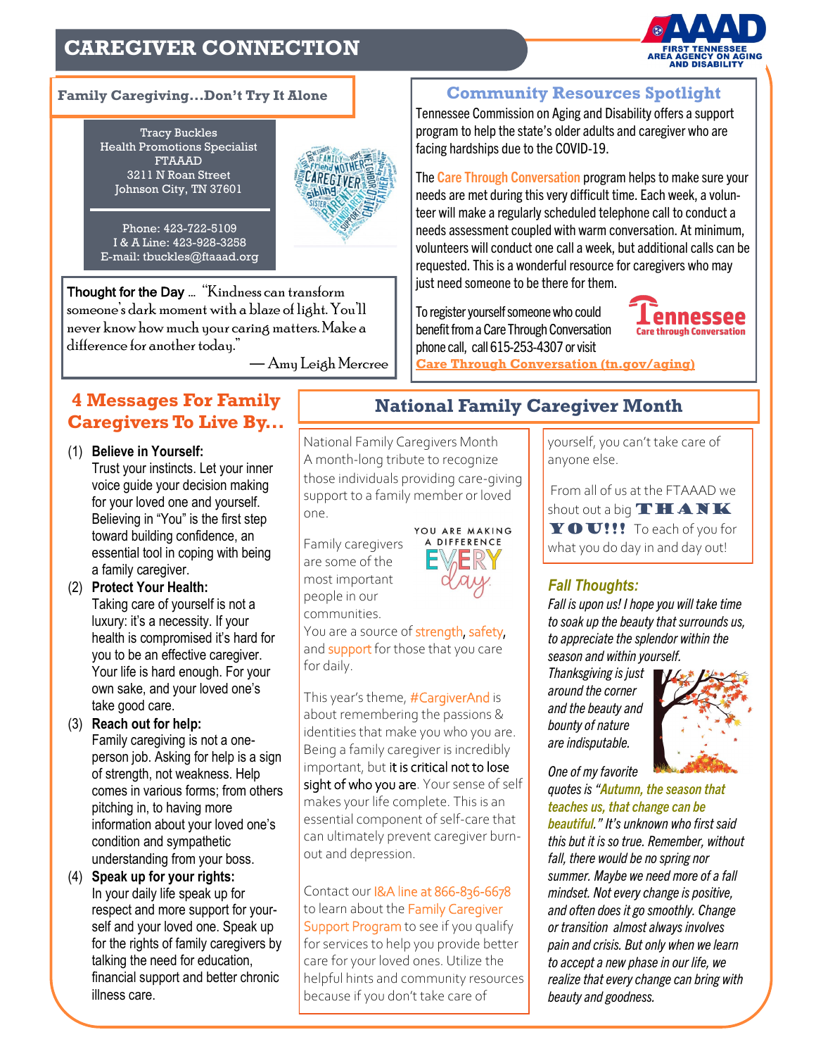# CAREGIVER CONNECTION

FIRST TENNESSEE AREA AGENCY ON AGING AND DISABILITY

## Family Caregiving…Don't Try It Alone

Tracy Buckles
Health Promotions Specialist
FTAAAD
3211 N Roan Street
Johnson City, TN 37601

Phone: 423-722-5109
I & A Line: 423-928-3258
E-mail: tbuckles@ftaaad.org

**Thought for the Day** … "Kindness can transform someone's dark moment with a blaze of light. You'll never know how much your caring matters. Make a difference for another today."

— Amy Leigh Mercree

## Community Resources Spotlight

Tennessee Commission on Aging and Disability offers a support program to help the state's older adults and caregiver who are facing hardships due to the COVID-19.

The Care Through Conversation program helps to make sure your needs are met during this very difficult time. Each week, a volunteer will make a regularly scheduled telephone call to conduct a needs assessment coupled with warm conversation. At minimum, volunteers will conduct one call a week, but additional calls can be requested. This is a wonderful resource for caregivers who may just need someone to be there for them.

To register yourself someone who could benefit from a Care Through Conversation phone call, call 615-253-4307 or visit **Care Through Conversation (tn.gov/aging)**

Tennessee Care through Conversation

## 4 Messages For Family Caregivers To Live By…

(1) **Believe in Yourself:**
Trust your instincts. Let your inner voice guide your decision making for your loved one and yourself. Believing in "You" is the first step toward building confidence, an essential tool in coping with being a family caregiver.

(2) **Protect Your Health:**
Taking care of yourself is not a luxury: it's a necessity. If your health is compromised it's hard for you to be an effective caregiver. Your life is hard enough. For your own sake, and your loved one's take good care.

(3) **Reach out for help:**
Family caregiving is not a one-person job. Asking for help is a sign of strength, not weakness. Help comes in various forms; from others pitching in, to having more information about your loved one's condition and sympathetic understanding from your boss.

(4) **Speak up for your rights:**
In your daily life speak up for respect and more support for yourself and your loved one. Speak up for the rights of family caregivers by talking the need for education, financial support and better chronic illness care.

## National Family Caregiver Month

National Family Caregivers Month
A month-long tribute to recognize those individuals providing care-giving support to a family member or loved one.

YOU ARE MAKING A DIFFERENCE EVERY day.

Family caregivers are some of the most important people in our communities.
You are a source of strength, safety, and support for those that you care for daily.

This year's theme, #CargiverAnd is about remembering the passions & identities that make you who you are. Being a family caregiver is incredibly important, but it is critical not to lose sight of who you are. Your sense of self makes your life complete. This is an essential component of self-care that can ultimately prevent caregiver burn-out and depression.

Contact our I&A line at 866-836-6678 to learn about the Family Caregiver Support Program to see if you qualify for services to help you provide better care for your loved ones. Utilize the helpful hints and community resources because if you don't take care of yourself, you can't take care of anyone else.

From all of us at the FTAAAD we shout out a big **THANK YOU!!!** To each of you for what you do day in and day out!

### *Fall Thoughts:*

*Fall is upon us! I hope you will take time to soak up the beauty that surrounds us, to appreciate the splendor within the season and within yourself.*

*Thanksgiving is just around the corner and the beauty and bounty of nature are indisputable.*

*One of my favorite quotes is "Autumn, the season that teaches us, that change can be beautiful." It's unknown who first said this but it is so true. Remember, without fall, there would be no spring nor summer. Maybe we need more of a fall mindset. Not every change is positive, and often does it go smoothly. Change or transition almost always involves pain and crisis. But only when we learn to accept a new phase in our life, we realize that every change can bring with beauty and goodness.*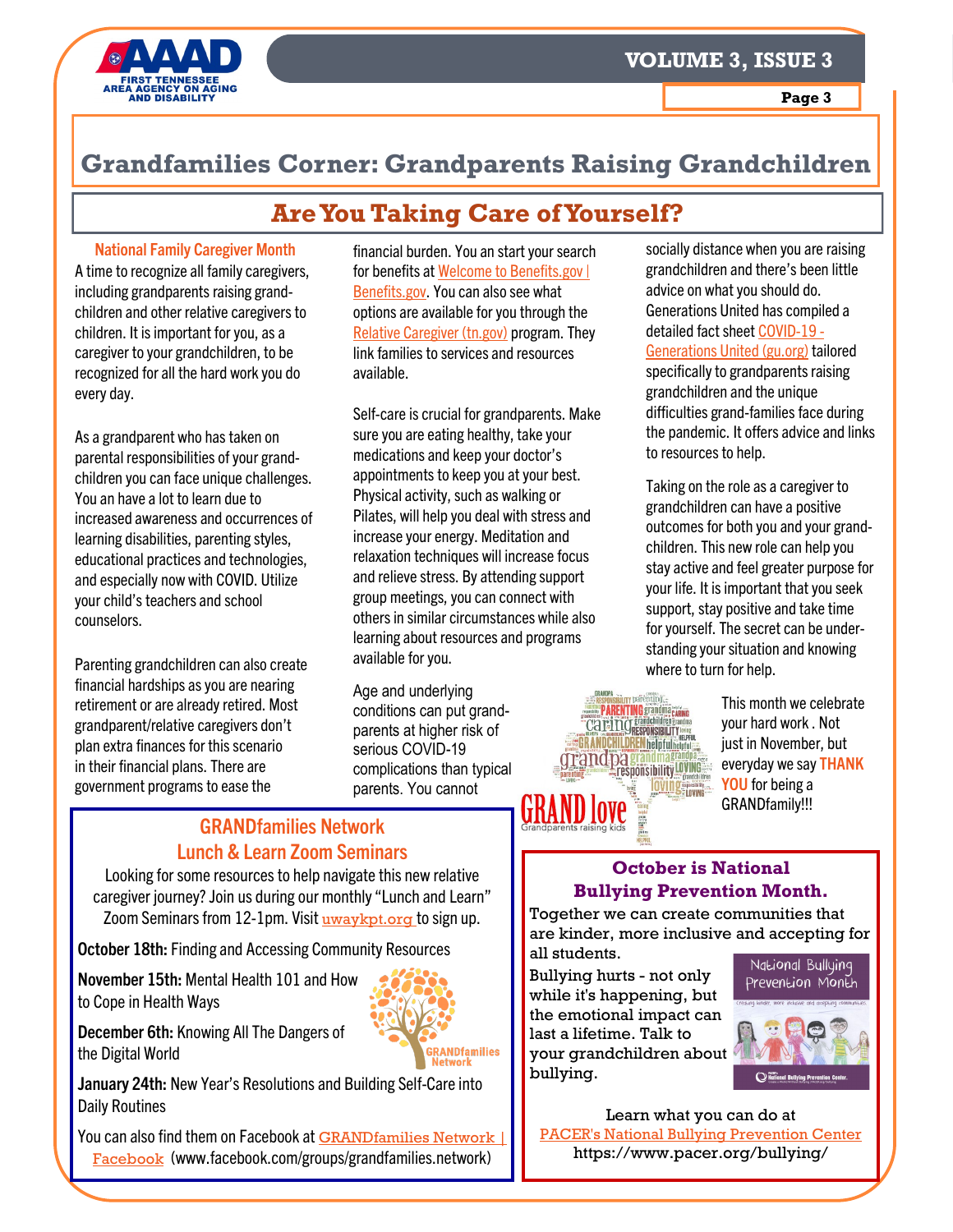# Grandfamilies Corner: Grandparents Raising Grandchildren

## Are You Taking Care of Yourself?

### National Family Caregiver Month

A time to recognize all family caregivers, including grandparents raising grandchildren and other relative caregivers to children. It is important for you, as a caregiver to your grandchildren, to be recognized for all the hard work you do every day.

As a grandparent who has taken on parental responsibilities of your grandchildren you can face unique challenges. You an have a lot to learn due to increased awareness and occurrences of learning disabilities, parenting styles, educational practices and technologies, and especially now with COVID. Utilize your child's teachers and school counselors.

Parenting grandchildren can also create financial hardships as you are nearing retirement or are already retired. Most grandparent/relative caregivers don't plan extra finances for this scenario in their financial plans. There are government programs to ease the financial burden. You an start your search for benefits at Welcome to Benefits.gov | Benefits.gov. You can also see what options are available for you through the Relative Caregiver (tn.gov) program. They link families to services and resources available.

Self-care is crucial for grandparents. Make sure you are eating healthy, take your medications and keep your doctor's appointments to keep you at your best. Physical activity, such as walking or Pilates, will help you deal with stress and increase your energy. Meditation and relaxation techniques will increase focus and relieve stress. By attending support group meetings, you can connect with others in similar circumstances while also learning about resources and programs available for you.

Age and underlying conditions can put grandparents at higher risk of serious COVID-19 complications than typical parents. You cannot socially distance when you are raising grandchildren and there's been little advice on what you should do. Generations United has compiled a detailed fact sheet COVID-19 - Generations United (gu.org) tailored specifically to grandparents raising grandchildren and the unique difficulties grand-families face during the pandemic. It offers advice and links to resources to help.

Taking on the role as a caregiver to grandchildren can have a positive outcomes for both you and your grandchildren. This new role can help you stay active and feel greater purpose for your life. It is important that you seek support, stay positive and take time for yourself. The secret can be understanding your situation and knowing where to turn for help.

GRAND love
Grandparents raising kids

This month we celebrate your hard work . Not just in November, but everyday we say **THANK YOU** for being a GRANDfamily!!!

## GRANDfamilies Network Lunch & Learn Zoom Seminars

Looking for some resources to help navigate this new relative caregiver journey? Join us during our monthly "Lunch and Learn" Zoom Seminars from 12-1pm. Visit uwaykpt.org to sign up.

**October 18th:** Finding and Accessing Community Resources

**November 15th:** Mental Health 101 and How to Cope in Health Ways

**December 6th:** Knowing All The Dangers of the Digital World

**January 24th:** New Year's Resolutions and Building Self-Care into Daily Routines

You can also find them on Facebook at GRANDfamilies Network | Facebook (www.facebook.com/groups/grandfamilies.network)

## October is National Bullying Prevention Month.

Together we can create communities that are kinder, more inclusive and accepting for all students.

Bullying hurts - not only while it's happening, but the emotional impact can last a lifetime. Talk to your grandchildren about bullying.

Learn what you can do at
PACER's National Bullying Prevention Center
https://www.pacer.org/bullying/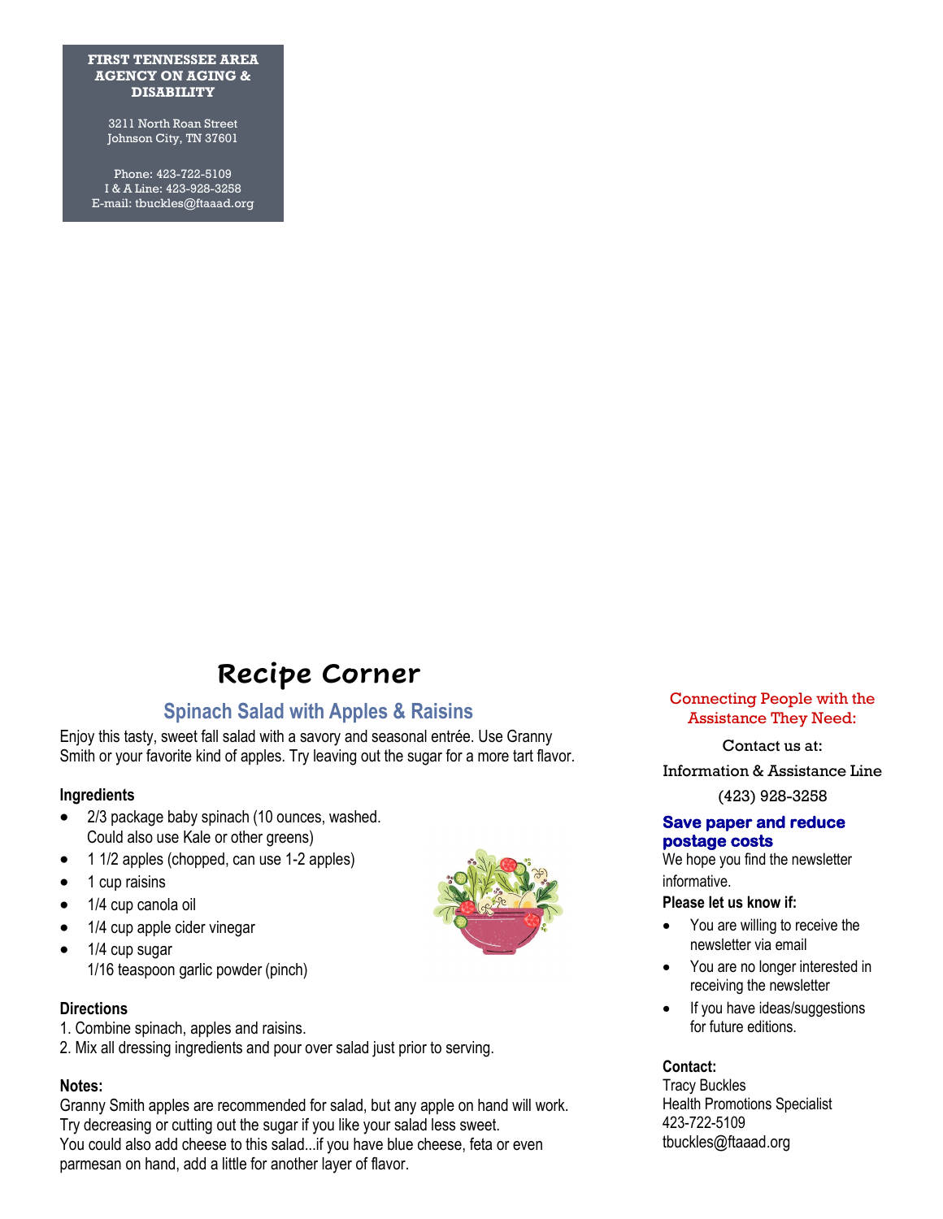**FIRST TENNESSEE AREA AGENCY ON AGING & DISABILITY**

3211 North Roan Street
Johnson City, TN 37601

Phone: 423-722-5109
I & A Line: 423-928-3258
E-mail: tbuckles@ftaaad.org

# Recipe Corner

## Spinach Salad with Apples & Raisins

Enjoy this tasty, sweet fall salad with a savory and seasonal entrée. Use Granny Smith or your favorite kind of apples. Try leaving out the sugar for a more tart flavor.

**Ingredients**

- 2/3 package baby spinach (10 ounces, washed. Could also use Kale or other greens)
- 1 1/2 apples (chopped, can use 1-2 apples)
- 1 cup raisins
- 1/4 cup canola oil
- 1/4 cup apple cider vinegar
- 1/4 cup sugar
  1/16 teaspoon garlic powder (pinch)

**Directions**

1. Combine spinach, apples and raisins.
2. Mix all dressing ingredients and pour over salad just prior to serving.

**Notes:**

Granny Smith apples are recommended for salad, but any apple on hand will work. Try decreasing or cutting out the sugar if you like your salad less sweet. You could also add cheese to this salad...if you have blue cheese, feta or even parmesan on hand, add a little for another layer of flavor.

Connecting People with the Assistance They Need:

Contact us at:

Information & Assistance Line

(423) 928-3258

**Save paper and reduce postage costs**

We hope you find the newsletter informative.

**Please let us know if:**

- You are willing to receive the newsletter via email
- You are no longer interested in receiving the newsletter
- If you have ideas/suggestions for future editions.

**Contact:**
Tracy Buckles
Health Promotions Specialist
423-722-5109
tbuckles@ftaaad.org